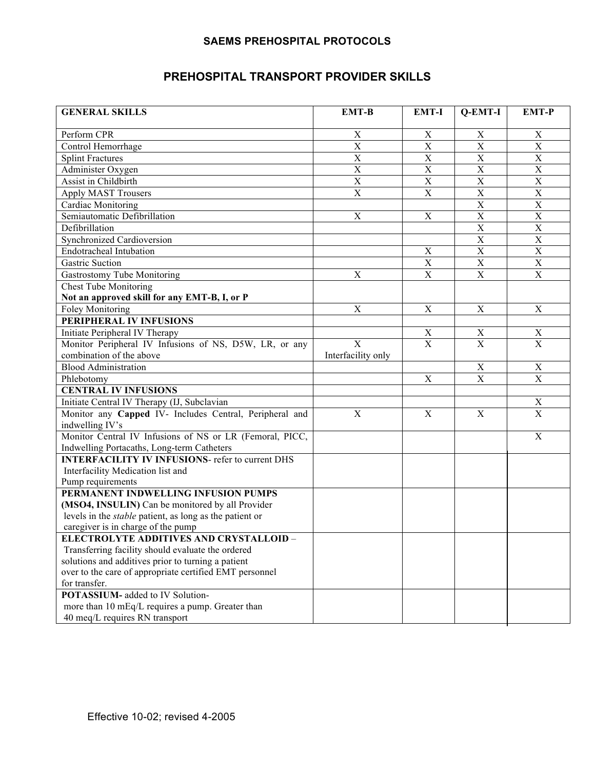## SAEMS PREHOSPITAL PROTOCOLS

# PREHOSPITAL TRANSPORT PROVIDER SKILLS

| GENERAL SKILLS | EMT-B | EMT-I | Q-EMT-I | EMT-P |
|---|---|---|---|---|
| Perform CPR | X | X | X | X |
| Control Hemorrhage | X | X | X | X |
| Splint Fractures | X | X | X | X |
| Administer Oxygen | X | X | X | X |
| Assist in Childbirth | X | X | X | X |
| Apply MAST Trousers | X | X | X | X |
| Cardiac Monitoring | | | X | X |
| Semiautomatic Defibrillation | X | X | X | X |
| Defibrillation | | | X | X |
| Synchronized Cardioversion | | | X | X |
| Endotracheal Intubation | | X | X | X |
| Gastric Suction | | X | X | X |
| Gastrostomy Tube Monitoring | X | X | X | X |
| Chest Tube Monitoring **Not an approved skill for any EMT-B, I, or P** | | | | |
| Foley Monitoring | X | X | X | X |
| **PERIPHERAL IV INFUSIONS** | | | | |
| Initiate Peripheral IV Therapy | | X | X | X |
| Monitor Peripheral IV Infusions of NS, D5W, LR, or any combination of the above | X Interfacility only | X | X | X |
| Blood Administration | | | X | X |
| Phlebotomy | | X | X | X |
| **CENTRAL IV INFUSIONS** | | | | |
| Initiate Central IV Therapy (IJ, Subclavian | | | | X |
| Monitor any **Capped** IV- Includes Central, Peripheral and indwelling IV's | X | X | X | X |
| Monitor Central IV Infusions of NS or LR (Femoral, PICC, Indwelling Portacaths, Long-term Catheters | | | | X |
| **INTERFACILITY IV INFUSIONS**- refer to current DHS Interfacility Medication list and Pump requirements | | | | |
| **PERMANENT INDWELLING INFUSION PUMPS (MSO4, INSULIN)** Can be monitored by all Provider levels in the *stable* patient, as long as the patient or caregiver is in charge of the pump | | | | |
| **ELECTROLYTE ADDITIVES AND CRYSTALLOID** – Transferring facility should evaluate the ordered solutions and additives prior to turning a patient over to the care of appropriate certified EMT personnel for transfer. | | | | |
| **POTASSIUM-** added to IV Solution- more than 10 mEq/L requires a pump. Greater than 40 meq/L requires RN transport | | | | |

Effective 10-02; revised 4-2005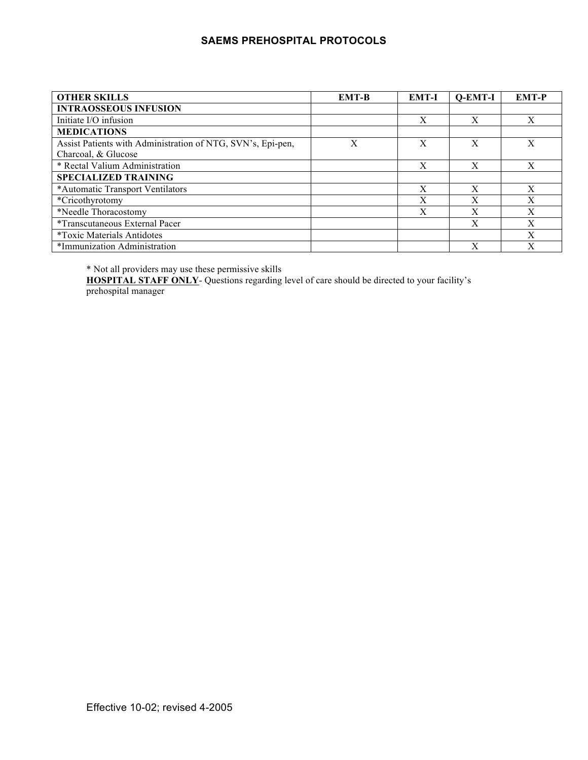## SAEMS PREHOSPITAL PROTOCOLS

| OTHER SKILLS | EMT-B | EMT-I | Q-EMT-I | EMT-P |
|---|---|---|---|---|
| **INTRAOSSEOUS INFUSION** | | | | |
| Initiate I/O infusion | | X | X | X |
| **MEDICATIONS** | | | | |
| Assist Patients with Administration of NTG, SVN's, Epi-pen, Charcoal, & Glucose | X | X | X | X |
| * Rectal Valium Administration | | X | X | X |
| **SPECIALIZED TRAINING** | | | | |
| *Automatic Transport Ventilators | | X | X | X |
| *Cricothyrotomy | | X | X | X |
| *Needle Thoracostomy | | X | X | X |
| *Transcutaneous External Pacer | | | X | X |
| *Toxic Materials Antidotes | | | | X |
| *Immunization Administration | | | X | X |

* Not all providers may use these permissive skills

**<u>HOSPITAL STAFF ONLY</u>**- Questions regarding level of care should be directed to your facility's prehospital manager

Effective 10-02; revised 4-2005